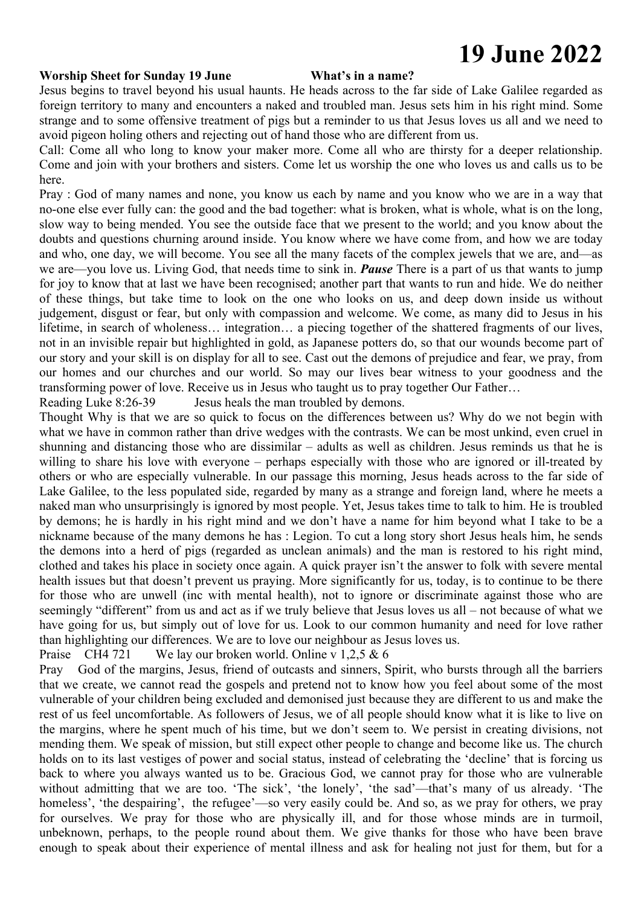# 19 June 2022

**Worship Sheet for Sunday 19 June** **What's in a name?**

Jesus begins to travel beyond his usual haunts. He heads across to the far side of Lake Galilee regarded as foreign territory to many and encounters a naked and troubled man. Jesus sets him in his right mind. Some strange and to some offensive treatment of pigs but a reminder to us that Jesus loves us all and we need to avoid pigeon holing others and rejecting out of hand those who are different from us.

Call: Come all who long to know your maker more. Come all who are thirsty for a deeper relationship. Come and join with your brothers and sisters. Come let us worship the one who loves us and calls us to be here.

Pray : God of many names and none, you know us each by name and you know who we are in a way that no-one else ever fully can: the good and the bad together: what is broken, what is whole, what is on the long, slow way to being mended. You see the outside face that we present to the world; and you know about the doubts and questions churning around inside. You know where we have come from, and how we are today and who, one day, we will become. You see all the many facets of the complex jewels that we are, and—as we are—you love us. Living God, that needs time to sink in. ***Pause*** There is a part of us that wants to jump for joy to know that at last we have been recognised; another part that wants to run and hide. We do neither of these things, but take time to look on the one who looks on us, and deep down inside us without judgement, disgust or fear, but only with compassion and welcome. We come, as many did to Jesus in his lifetime, in search of wholeness… integration… a piecing together of the shattered fragments of our lives, not in an invisible repair but highlighted in gold, as Japanese potters do, so that our wounds become part of our story and your skill is on display for all to see. Cast out the demons of prejudice and fear, we pray, from our homes and our churches and our world. So may our lives bear witness to your goodness and the transforming power of love. Receive us in Jesus who taught us to pray together Our Father…

Reading Luke 8:26-39 Jesus heals the man troubled by demons.

Thought Why is that we are so quick to focus on the differences between us? Why do we not begin with what we have in common rather than drive wedges with the contrasts. We can be most unkind, even cruel in shunning and distancing those who are dissimilar – adults as well as children. Jesus reminds us that he is willing to share his love with everyone – perhaps especially with those who are ignored or ill-treated by others or who are especially vulnerable. In our passage this morning, Jesus heads across to the far side of Lake Galilee, to the less populated side, regarded by many as a strange and foreign land, where he meets a naked man who unsurprisingly is ignored by most people. Yet, Jesus takes time to talk to him. He is troubled by demons; he is hardly in his right mind and we don't have a name for him beyond what I take to be a nickname because of the many demons he has : Legion. To cut a long story short Jesus heals him, he sends the demons into a herd of pigs (regarded as unclean animals) and the man is restored to his right mind, clothed and takes his place in society once again. A quick prayer isn't the answer to folk with severe mental health issues but that doesn't prevent us praying. More significantly for us, today, is to continue to be there for those who are unwell (inc with mental health), not to ignore or discriminate against those who are seemingly "different" from us and act as if we truly believe that Jesus loves us all – not because of what we have going for us, but simply out of love for us. Look to our common humanity and need for love rather than highlighting our differences. We are to love our neighbour as Jesus loves us.

Praise CH4 721 We lay our broken world. Online v 1,2,5 & 6

Pray God of the margins, Jesus, friend of outcasts and sinners, Spirit, who bursts through all the barriers that we create, we cannot read the gospels and pretend not to know how you feel about some of the most vulnerable of your children being excluded and demonised just because they are different to us and make the rest of us feel uncomfortable. As followers of Jesus, we of all people should know what it is like to live on the margins, where he spent much of his time, but we don't seem to. We persist in creating divisions, not mending them. We speak of mission, but still expect other people to change and become like us. The church holds on to its last vestiges of power and social status, instead of celebrating the 'decline' that is forcing us back to where you always wanted us to be. Gracious God, we cannot pray for those who are vulnerable without admitting that we are too. 'The sick', 'the lonely', 'the sad'—that's many of us already. 'The homeless', 'the despairing', the refugee'—so very easily could be. And so, as we pray for others, we pray for ourselves. We pray for those who are physically ill, and for those whose minds are in turmoil, unbeknown, perhaps, to the people round about them. We give thanks for those who have been brave enough to speak about their experience of mental illness and ask for healing not just for them, but for a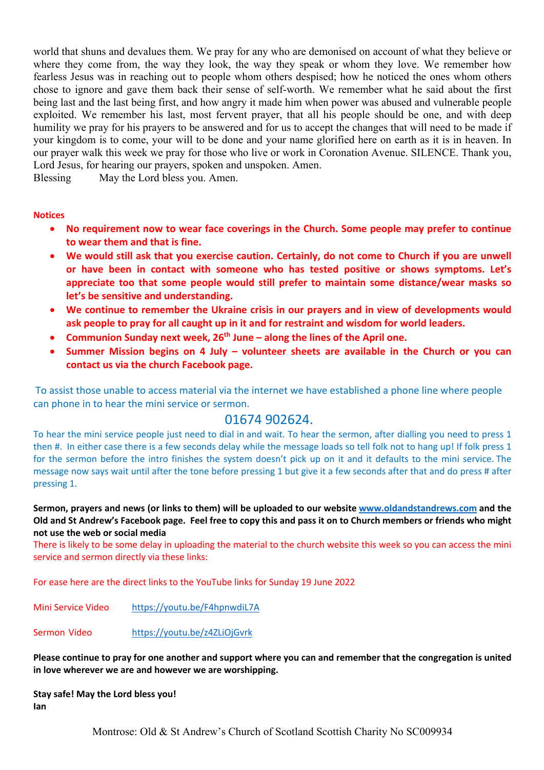world that shuns and devalues them. We pray for any who are demonised on account of what they believe or where they come from, the way they look, the way they speak or whom they love. We remember how fearless Jesus was in reaching out to people whom others despised; how he noticed the ones whom others chose to ignore and gave them back their sense of self-worth. We remember what he said about the first being last and the last being first, and how angry it made him when power was abused and vulnerable people exploited. We remember his last, most fervent prayer, that all his people should be one, and with deep humility we pray for his prayers to be answered and for us to accept the changes that will need to be made if your kingdom is to come, your will to be done and your name glorified here on earth as it is in heaven. In our prayer walk this week we pray for those who live or work in Coronation Avenue. SILENCE. Thank you, Lord Jesus, for hearing our prayers, spoken and unspoken. Amen.

Blessing May the Lord bless you. Amen.

**Notices**

- **No requirement now to wear face coverings in the Church. Some people may prefer to continue to wear them and that is fine.**
- **We would still ask that you exercise caution. Certainly, do not come to Church if you are unwell or have been in contact with someone who has tested positive or shows symptoms. Let's appreciate too that some people would still prefer to maintain some distance/wear masks so let's be sensitive and understanding.**
- **We continue to remember the Ukraine crisis in our prayers and in view of developments would ask people to pray for all caught up in it and for restraint and wisdom for world leaders.**
- **Communion Sunday next week, 26th June – along the lines of the April one.**
- **Summer Mission begins on 4 July – volunteer sheets are available in the Church or you can contact us via the church Facebook page.**

To assist those unable to access material via the internet we have established a phone line where people can phone in to hear the mini service or sermon.

01674 902624.

To hear the mini service people just need to dial in and wait. To hear the sermon, after dialling you need to press 1 then #. In either case there is a few seconds delay while the message loads so tell folk not to hang up! If folk press 1 for the sermon before the intro finishes the system doesn't pick up on it and it defaults to the mini service. The message now says wait until after the tone before pressing 1 but give it a few seconds after that and do press # after pressing 1.

**Sermon, prayers and news (or links to them) will be uploaded to our website [www.oldandstandrews.com](www.oldandstandrews.com) and the Old and St Andrew's Facebook page. Feel free to copy this and pass it on to Church members or friends who might not use the web or social media**

There is likely to be some delay in uploading the material to the church website this week so you can access the mini service and sermon directly via these links:

For ease here are the direct links to the YouTube links for Sunday 19 June 2022

Mini Service Video https://youtu.be/F4hpnwdiL7A

Sermon Video https://youtu.be/z4ZLiOjGvrk

**Please continue to pray for one another and support where you can and remember that the congregation is united in love wherever we are and however we are worshipping.**

**Stay safe! May the Lord bless you!**
**Ian**

Montrose: Old & St Andrew's Church of Scotland Scottish Charity No SC009934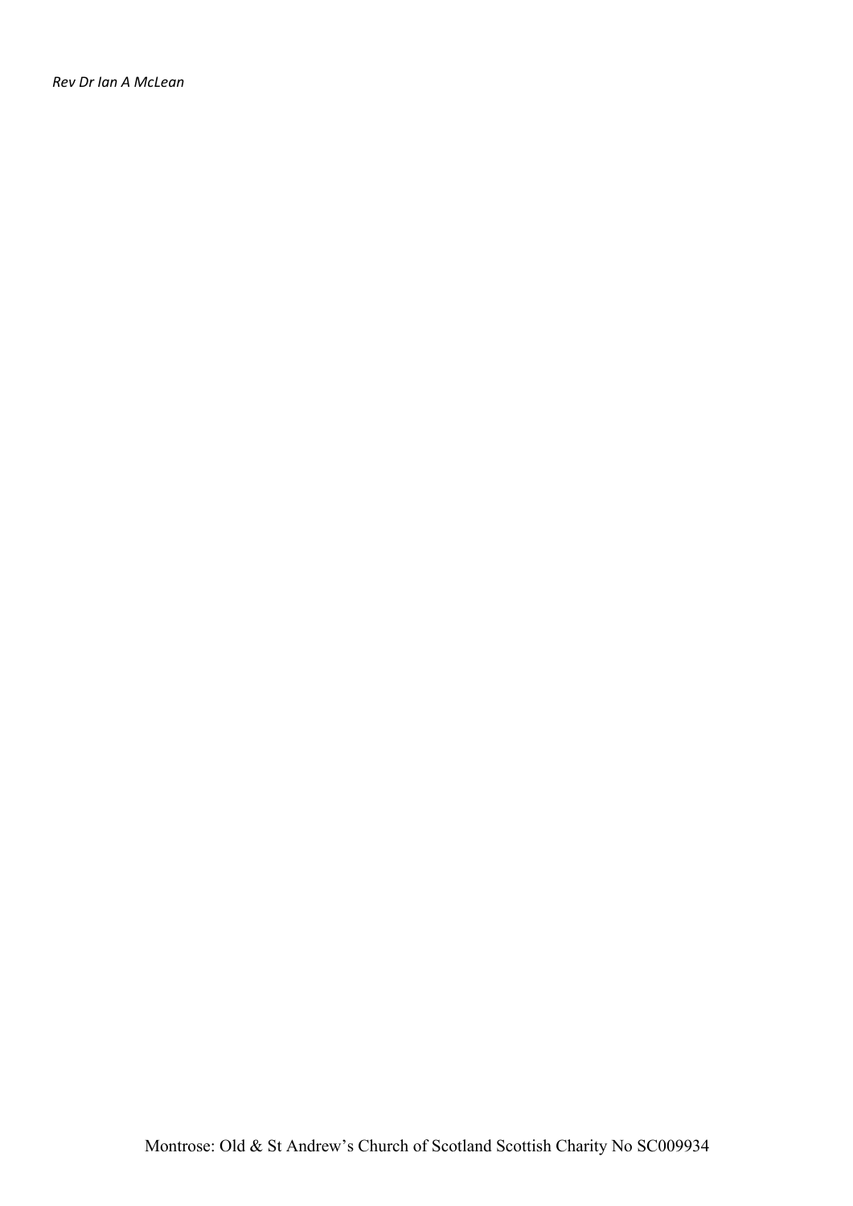*Rev Dr Ian A McLean*